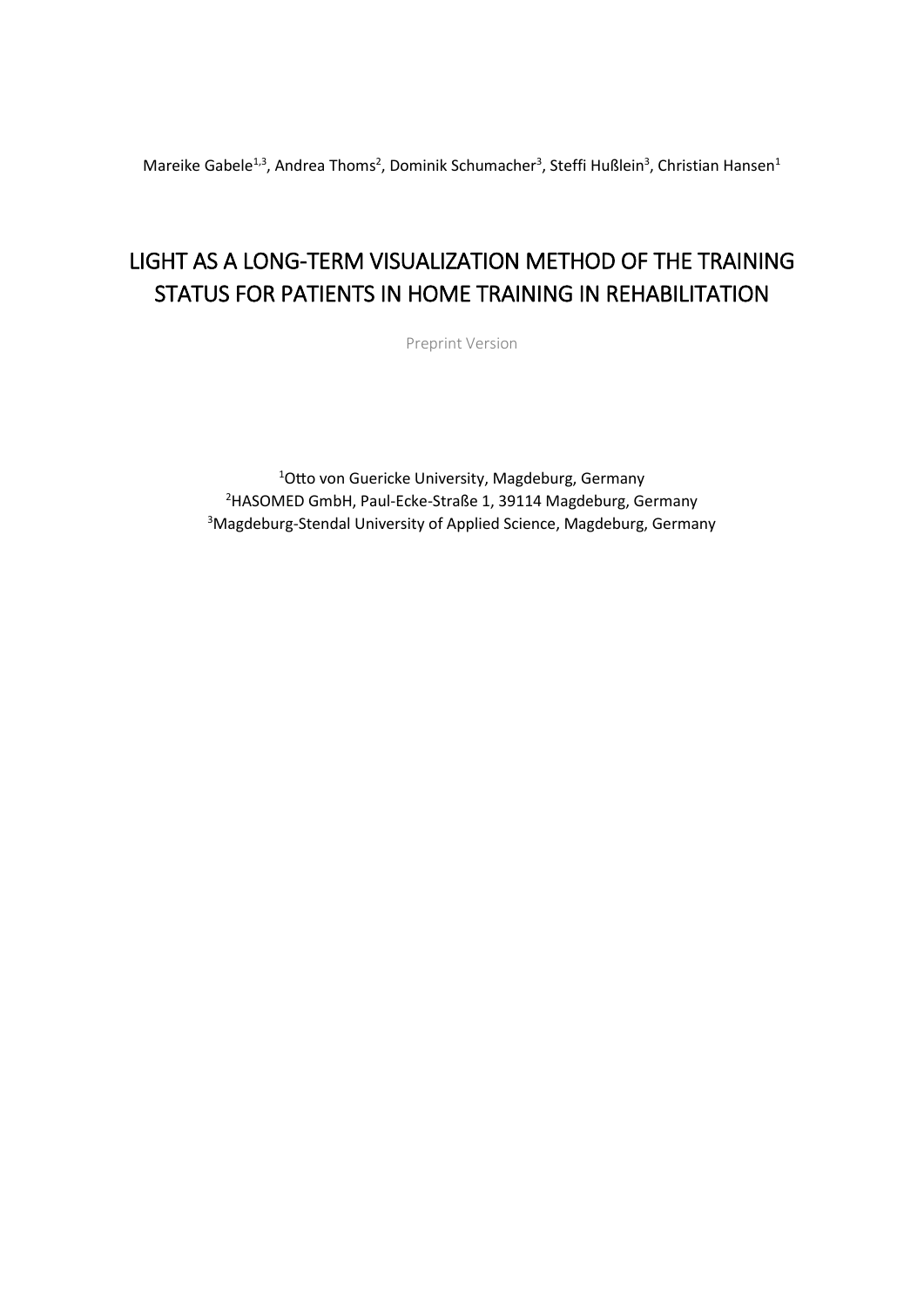Mareike Gabele[1,3], Andrea Thoms[2], Dominik Schumacher[3], Steffi Hußlein[3], Christian Hansen[1]

# LIGHT AS A LONG-TERM VISUALIZATION METHOD OF THE TRAINING STATUS FOR PATIENTS IN HOME TRAINING IN REHABILITATION

Preprint Version

[1]Otto von Guericke University, Magdeburg, Germany
[2]HASOMED GmbH, Paul-Ecke-Straße 1, 39114 Magdeburg, Germany
[3]Magdeburg-Stendal University of Applied Science, Magdeburg, Germany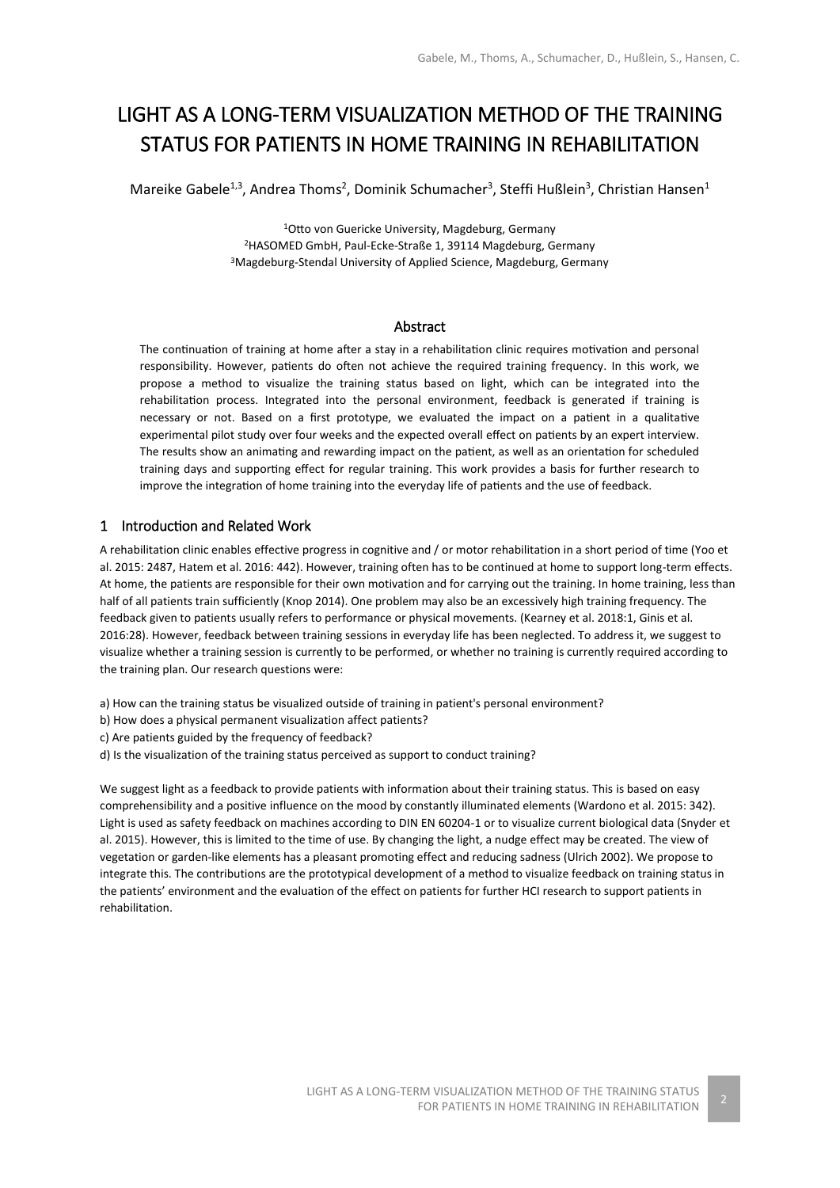# LIGHT AS A LONG-TERM VISUALIZATION METHOD OF THE TRAINING STATUS FOR PATIENTS IN HOME TRAINING IN REHABILITATION

Mareike Gabele[1,3], Andrea Thoms[2], Dominik Schumacher[3], Steffi Hußlein[3], Christian Hansen[1]

[1]Otto von Guericke University, Magdeburg, Germany
[2]HASOMED GmbH, Paul-Ecke-Straße 1, 39114 Magdeburg, Germany
[3]Magdeburg-Stendal University of Applied Science, Magdeburg, Germany

## Abstract

The continuation of training at home after a stay in a rehabilitation clinic requires motivation and personal responsibility. However, patients do often not achieve the required training frequency. In this work, we propose a method to visualize the training status based on light, which can be integrated into the rehabilitation process. Integrated into the personal environment, feedback is generated if training is necessary or not. Based on a first prototype, we evaluated the impact on a patient in a qualitative experimental pilot study over four weeks and the expected overall effect on patients by an expert interview. The results show an animating and rewarding impact on the patient, as well as an orientation for scheduled training days and supporting effect for regular training. This work provides a basis for further research to improve the integration of home training into the everyday life of patients and the use of feedback.

## 1 Introduction and Related Work

A rehabilitation clinic enables effective progress in cognitive and / or motor rehabilitation in a short period of time (Yoo et al. 2015: 2487, Hatem et al. 2016: 442). However, training often has to be continued at home to support long-term effects. At home, the patients are responsible for their own motivation and for carrying out the training. In home training, less than half of all patients train sufficiently (Knop 2014). One problem may also be an excessively high training frequency. The feedback given to patients usually refers to performance or physical movements. (Kearney et al. 2018:1, Ginis et al. 2016:28). However, feedback between training sessions in everyday life has been neglected. To address it, we suggest to visualize whether a training session is currently to be performed, or whether no training is currently required according to the training plan. Our research questions were:

a) How can the training status be visualized outside of training in patient's personal environment?
b) How does a physical permanent visualization affect patients?
c) Are patients guided by the frequency of feedback?
d) Is the visualization of the training status perceived as support to conduct training?

We suggest light as a feedback to provide patients with information about their training status. This is based on easy comprehensibility and a positive influence on the mood by constantly illuminated elements (Wardono et al. 2015: 342). Light is used as safety feedback on machines according to DIN EN 60204-1 or to visualize current biological data (Snyder et al. 2015). However, this is limited to the time of use. By changing the light, a nudge effect may be created. The view of vegetation or garden-like elements has a pleasant promoting effect and reducing sadness (Ulrich 2002). We propose to integrate this. The contributions are the prototypical development of a method to visualize feedback on training status in the patients' environment and the evaluation of the effect on patients for further HCI research to support patients in rehabilitation.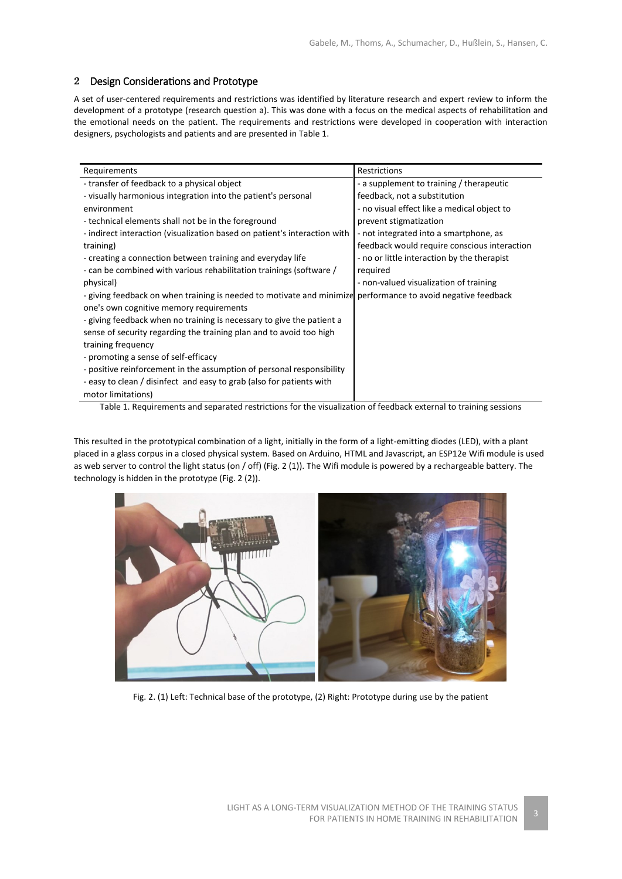## 2 Design Considerations and Prototype

A set of user-centered requirements and restrictions was identified by literature research and expert review to inform the development of a prototype (research question a). This was done with a focus on the medical aspects of rehabilitation and the emotional needs on the patient. The requirements and restrictions were developed in cooperation with interaction designers, psychologists and patients and are presented in Table 1.

| Requirements | Restrictions |
|---|---|
| - transfer of feedback to a physical object<br>- visually harmonious integration into the patient's personal environment<br>- technical elements shall not be in the foreground<br>- indirect interaction (visualization based on patient's interaction with training)<br>- creating a connection between training and everyday life<br>- can be combined with various rehabilitation trainings (software / physical)<br>- giving feedback on when training is needed to motivate and minimize one's own cognitive memory requirements<br>- giving feedback when no training is necessary to give the patient a sense of security regarding the training plan and to avoid too high training frequency<br>- promoting a sense of self-efficacy<br>- positive reinforcement in the assumption of personal responsibility<br>- easy to clean / disinfect and easy to grab (also for patients with motor limitations) | - a supplement to training / therapeutic feedback, not a substitution<br>- no visual effect like a medical object to prevent stigmatization<br>- not integrated into a smartphone, as feedback would require conscious interaction<br>- no or little interaction by the therapist required<br>- non-valued visualization of training performance to avoid negative feedback |

Table 1. Requirements and separated restrictions for the visualization of feedback external to training sessions

This resulted in the prototypical combination of a light, initially in the form of a light-emitting diodes (LED), with a plant placed in a glass corpus in a closed physical system. Based on Arduino, HTML and Javascript, an ESP12e Wifi module is used as web server to control the light status (on / off) (Fig. 2 (1)). The Wifi module is powered by a rechargeable battery. The technology is hidden in the prototype (Fig. 2 (2)).

Fig. 2. (1) Left: Technical base of the prototype, (2) Right: Prototype during use by the patient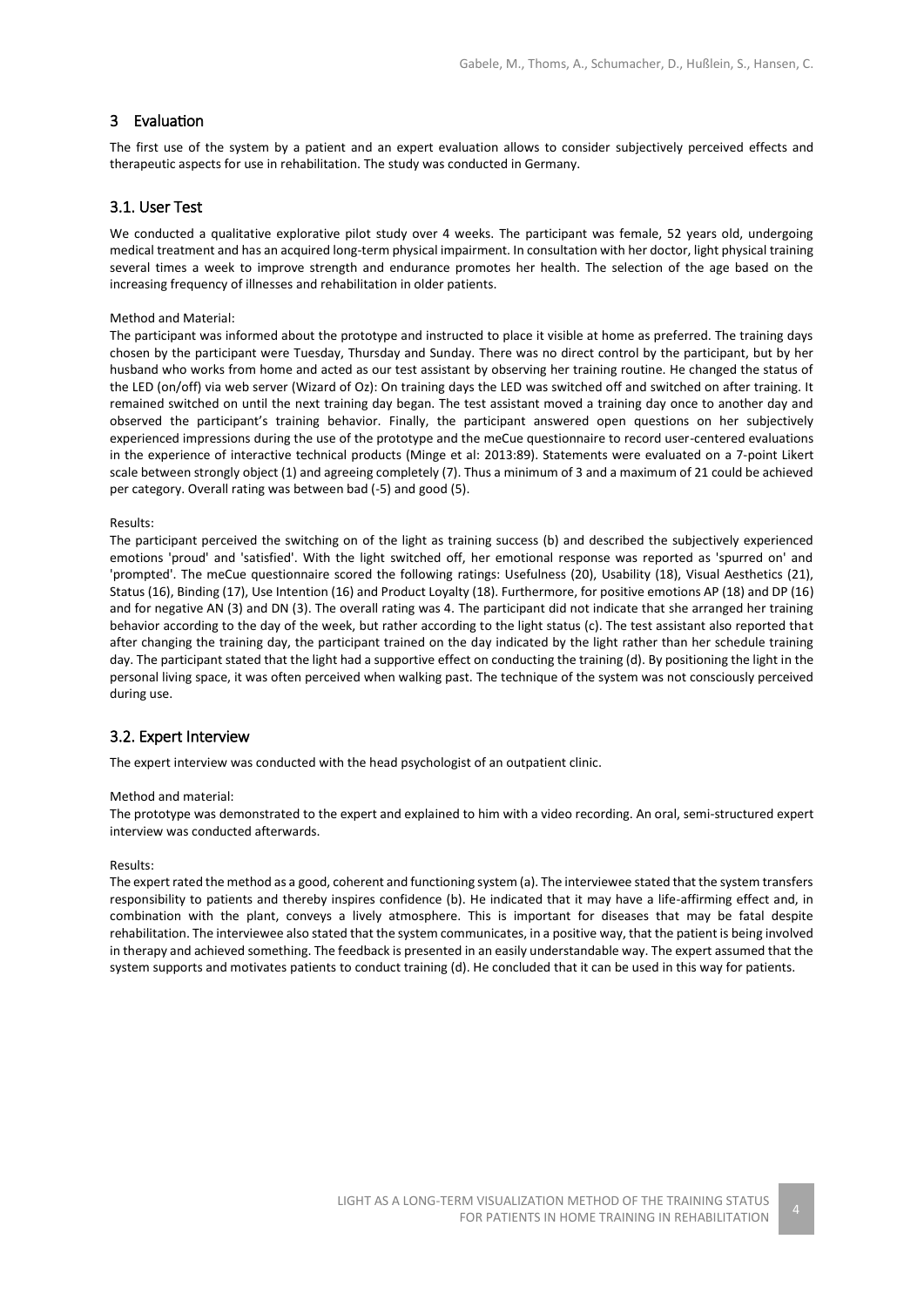## 3 Evaluation

The first use of the system by a patient and an expert evaluation allows to consider subjectively perceived effects and therapeutic aspects for use in rehabilitation. The study was conducted in Germany.

### 3.1. User Test

We conducted a qualitative explorative pilot study over 4 weeks. The participant was female, 52 years old, undergoing medical treatment and has an acquired long-term physical impairment. In consultation with her doctor, light physical training several times a week to improve strength and endurance promotes her health. The selection of the age based on the increasing frequency of illnesses and rehabilitation in older patients.

Method and Material:

The participant was informed about the prototype and instructed to place it visible at home as preferred. The training days chosen by the participant were Tuesday, Thursday and Sunday. There was no direct control by the participant, but by her husband who works from home and acted as our test assistant by observing her training routine. He changed the status of the LED (on/off) via web server (Wizard of Oz): On training days the LED was switched off and switched on after training. It remained switched on until the next training day began. The test assistant moved a training day once to another day and observed the participant's training behavior. Finally, the participant answered open questions on her subjectively experienced impressions during the use of the prototype and the meCue questionnaire to record user-centered evaluations in the experience of interactive technical products (Minge et al: 2013:89). Statements were evaluated on a 7-point Likert scale between strongly object (1) and agreeing completely (7). Thus a minimum of 3 and a maximum of 21 could be achieved per category. Overall rating was between bad (-5) and good (5).

Results:

The participant perceived the switching on of the light as training success (b) and described the subjectively experienced emotions 'proud' and 'satisfied'. With the light switched off, her emotional response was reported as 'spurred on' and 'prompted'. The meCue questionnaire scored the following ratings: Usefulness (20), Usability (18), Visual Aesthetics (21), Status (16), Binding (17), Use Intention (16) and Product Loyalty (18). Furthermore, for positive emotions AP (18) and DP (16) and for negative AN (3) and DN (3). The overall rating was 4. The participant did not indicate that she arranged her training behavior according to the day of the week, but rather according to the light status (c). The test assistant also reported that after changing the training day, the participant trained on the day indicated by the light rather than her schedule training day. The participant stated that the light had a supportive effect on conducting the training (d). By positioning the light in the personal living space, it was often perceived when walking past. The technique of the system was not consciously perceived during use.

### 3.2. Expert Interview

The expert interview was conducted with the head psychologist of an outpatient clinic.

Method and material:

The prototype was demonstrated to the expert and explained to him with a video recording. An oral, semi-structured expert interview was conducted afterwards.

Results:

The expert rated the method as a good, coherent and functioning system (a). The interviewee stated that the system transfers responsibility to patients and thereby inspires confidence (b). He indicated that it may have a life-affirming effect and, in combination with the plant, conveys a lively atmosphere. This is important for diseases that may be fatal despite rehabilitation. The interviewee also stated that the system communicates, in a positive way, that the patient is being involved in therapy and achieved something. The feedback is presented in an easily understandable way. The expert assumed that the system supports and motivates patients to conduct training (d). He concluded that it can be used in this way for patients.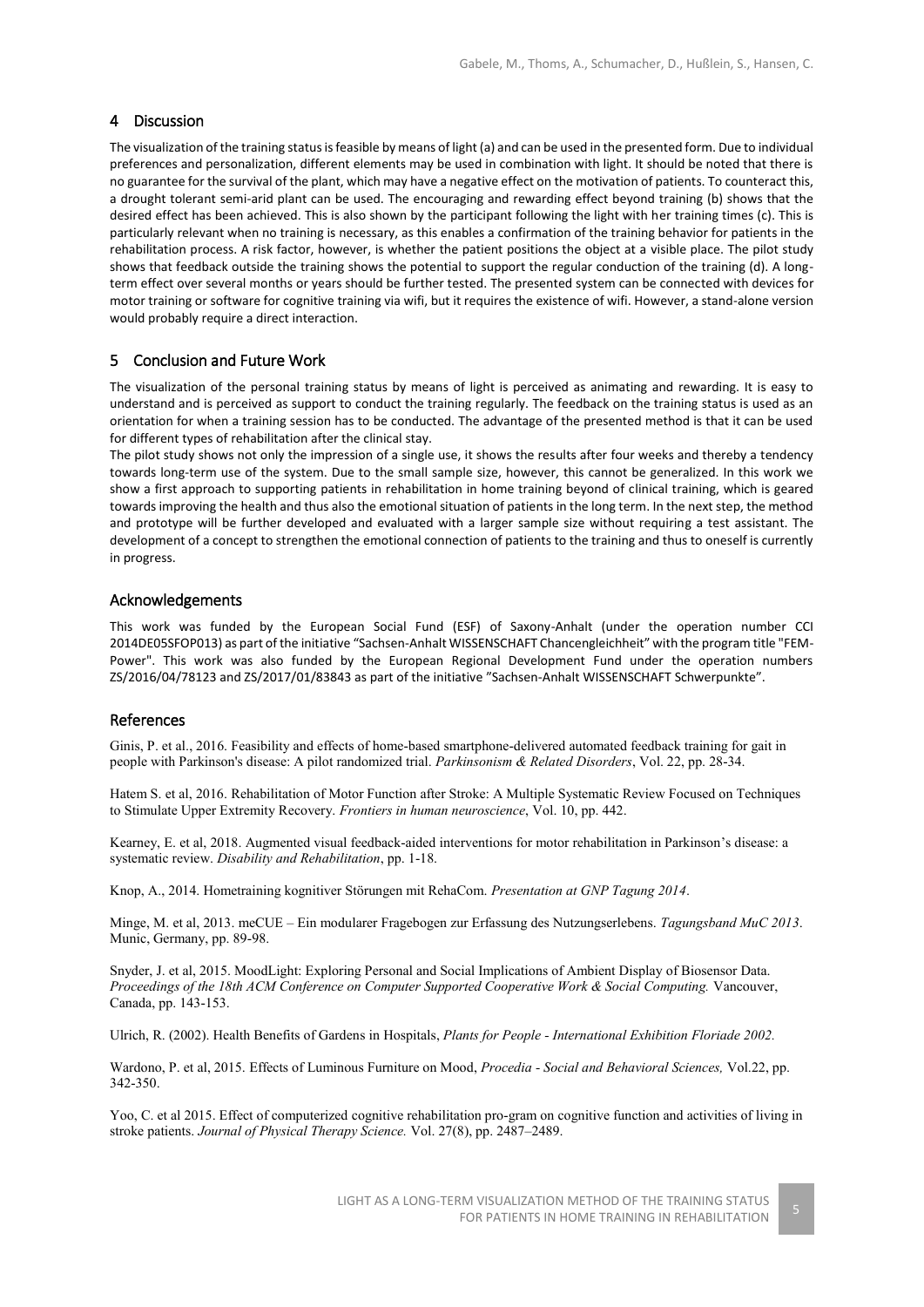## 4 Discussion

The visualization of the training status is feasible by means of light (a) and can be used in the presented form. Due to individual preferences and personalization, different elements may be used in combination with light. It should be noted that there is no guarantee for the survival of the plant, which may have a negative effect on the motivation of patients. To counteract this, a drought tolerant semi-arid plant can be used. The encouraging and rewarding effect beyond training (b) shows that the desired effect has been achieved. This is also shown by the participant following the light with her training times (c). This is particularly relevant when no training is necessary, as this enables a confirmation of the training behavior for patients in the rehabilitation process. A risk factor, however, is whether the patient positions the object at a visible place. The pilot study shows that feedback outside the training shows the potential to support the regular conduction of the training (d). A long-term effect over several months or years should be further tested. The presented system can be connected with devices for motor training or software for cognitive training via wifi, but it requires the existence of wifi. However, a stand-alone version would probably require a direct interaction.

## 5 Conclusion and Future Work

The visualization of the personal training status by means of light is perceived as animating and rewarding. It is easy to understand and is perceived as support to conduct the training regularly. The feedback on the training status is used as an orientation for when a training session has to be conducted. The advantage of the presented method is that it can be used for different types of rehabilitation after the clinical stay.

The pilot study shows not only the impression of a single use, it shows the results after four weeks and thereby a tendency towards long-term use of the system. Due to the small sample size, however, this cannot be generalized. In this work we show a first approach to supporting patients in rehabilitation in home training beyond of clinical training, which is geared towards improving the health and thus also the emotional situation of patients in the long term. In the next step, the method and prototype will be further developed and evaluated with a larger sample size without requiring a test assistant. The development of a concept to strengthen the emotional connection of patients to the training and thus to oneself is currently in progress.

## Acknowledgements

This work was funded by the European Social Fund (ESF) of Saxony-Anhalt (under the operation number CCI 2014DE05SFOP013) as part of the initiative "Sachsen-Anhalt WISSENSCHAFT Chancengleichheit" with the program title "FEM-Power". This work was also funded by the European Regional Development Fund under the operation numbers ZS/2016/04/78123 and ZS/2017/01/83843 as part of the initiative "Sachsen-Anhalt WISSENSCHAFT Schwerpunkte".

## References

Ginis, P. et al., 2016. Feasibility and effects of home-based smartphone-delivered automated feedback training for gait in people with Parkinson's disease: A pilot randomized trial. *Parkinsonism & Related Disorders*, Vol. 22, pp. 28-34.

Hatem S. et al, 2016. Rehabilitation of Motor Function after Stroke: A Multiple Systematic Review Focused on Techniques to Stimulate Upper Extremity Recovery. *Frontiers in human neuroscience*, Vol. 10, pp. 442.

Kearney, E. et al, 2018. Augmented visual feedback-aided interventions for motor rehabilitation in Parkinson's disease: a systematic review. *Disability and Rehabilitation*, pp. 1-18.

Knop, A., 2014. Hometraining kognitiver Störungen mit RehaCom. *Presentation at GNP Tagung 2014*.

Minge, M. et al, 2013. meCUE – Ein modularer Fragebogen zur Erfassung des Nutzungserlebens. *Tagungsband MuC 2013*. Munic, Germany, pp. 89-98.

Snyder, J. et al, 2015. MoodLight: Exploring Personal and Social Implications of Ambient Display of Biosensor Data. *Proceedings of the 18th ACM Conference on Computer Supported Cooperative Work & Social Computing.* Vancouver, Canada, pp. 143-153.

Ulrich, R. (2002). Health Benefits of Gardens in Hospitals, *Plants for People - International Exhibition Floriade 2002.*

Wardono, P. et al, 2015. Effects of Luminous Furniture on Mood, *Procedia - Social and Behavioral Sciences,* Vol.22, pp. 342-350.

Yoo, C. et al 2015. Effect of computerized cognitive rehabilitation pro-gram on cognitive function and activities of living in stroke patients. *Journal of Physical Therapy Science.* Vol. 27(8), pp. 2487–2489.